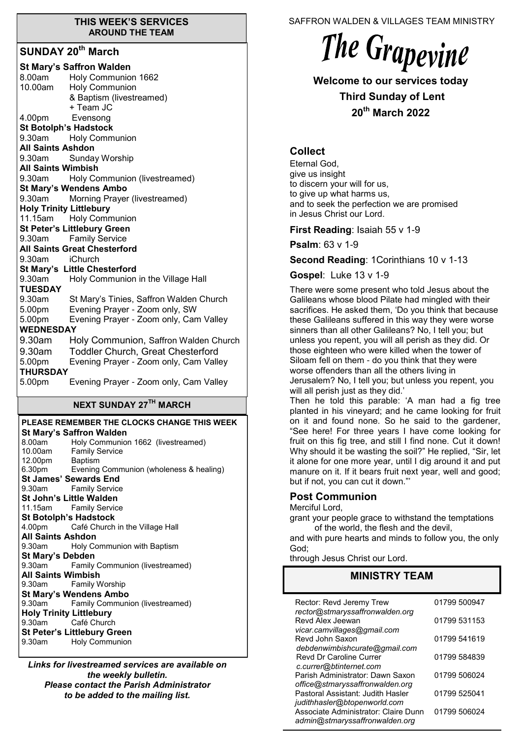## THIS WEEK'S SERVICES AROUND THE TEAM

### SUNDAY 20th March

**St Mary's Saffron Walden**
8.00am Holy Communion 1662
10.00am Holy Communion & Baptism (livestreamed) + Team JC
4.00pm Evensong

**St Botolph's Hadstock**
9.30am Holy Communion

**All Saints Ashdon**
9.30am Sunday Worship

**All Saints Wimbish**
9.30am Holy Communion (livestreamed)

**St Mary's Wendens Ambo**
9.30am Morning Prayer (livestreamed)

**Holy Trinity Littlebury**
11.15am Holy Communion

**St Peter's Littlebury Green**
9.30am Family Service

**All Saints Great Chesterford**
9.30am iChurch

**St Mary's Little Chesterford**
9.30am Holy Communion in the Village Hall

**TUESDAY**
9.30am St Mary's Tinies, Saffron Walden Church
5.00pm Evening Prayer - Zoom only, SW
5.00pm Evening Prayer - Zoom only, Cam Valley

**WEDNESDAY**
9.30am Holy Communion, Saffron Walden Church
9.30am Toddler Church, Great Chesterford
5.00pm Evening Prayer - Zoom only, Cam Valley

**THURSDAY**
5.00pm Evening Prayer - Zoom only, Cam Valley

### NEXT SUNDAY 27TH MARCH

**PLEASE REMEMBER THE CLOCKS CHANGE THIS WEEK**

**St Mary's Saffron Walden**
8.00am Holy Communion 1662 (livestreamed)
10.00am Family Service
12.00pm Baptism
6.30pm Evening Communion (wholeness & healing)

**St James' Sewards End**
9.30am Family Service

**St John's Little Walden**
11.15am Family Service

**St Botolph's Hadstock**
4.00pm Café Church in the Village Hall

**All Saints Ashdon**
9.30am Holy Communion with Baptism

**St Mary's Debden**
9.30am Family Communion (livestreamed)

**All Saints Wimbish**
9.30am Family Worship

**St Mary's Wendens Ambo**
9.30am Family Communion (livestreamed)

**Holy Trinity Littlebury**
9.30am Café Church

**St Peter's Littlebury Green**
9.30am Holy Communion

***Links for livestreamed services are available on the weekly bulletin. Please contact the Parish Administrator to be added to the mailing list.***

SAFFRON WALDEN & VILLAGES TEAM MINISTRY

# The Grapevine

**Welcome to our services today**
**Third Sunday of Lent**
**20th March 2022**

## Collect

Eternal God,
give us insight
to discern your will for us,
to give up what harms us,
and to seek the perfection we are promised
in Jesus Christ our Lord.

**First Reading**: Isaiah 55 v 1-9

**Psalm**: 63 v 1-9

**Second Reading**: 1Corinthians 10 v 1-13

**Gospel**: Luke 13 v 1-9

There were some present who told Jesus about the Galileans whose blood Pilate had mingled with their sacrifices. He asked them, 'Do you think that because these Galileans suffered in this way they were worse sinners than all other Galileans? No, I tell you; but unless you repent, you will all perish as they did. Or those eighteen who were killed when the tower of Siloam fell on them - do you think that they were worse offenders than all the others living in Jerusalem? No, I tell you; but unless you repent, you will all perish just as they did.'

Then he told this parable: 'A man had a fig tree planted in his vineyard; and he came looking for fruit on it and found none. So he said to the gardener, "See here! For three years I have come looking for fruit on this fig tree, and still I find none. Cut it down! Why should it be wasting the soil?" He replied, "Sir, let it alone for one more year, until I dig around it and put manure on it. If it bears fruit next year, well and good; but if not, you can cut it down."'

## Post Communion

Merciful Lord,
grant your people grace to withstand the temptations of the world, the flesh and the devil,
and with pure hearts and minds to follow you, the only God;
through Jesus Christ our Lord.

## MINISTRY TEAM

| | |
|---|---|
| Rector: Revd Jeremy Trew *rector@stmaryssaffronwalden.org* | 01799 500947 |
| Revd Alex Jeewan *vicar.camvillages@gmail.com* | 01799 531153 |
| Revd John Saxon *debdenwimbishcurate@gmail.com* | 01799 541619 |
| Revd Dr Caroline Currer *c.currer@btinternet.com* | 01799 584839 |
| Parish Administrator: Dawn Saxon *office@stmaryssaffronwalden.org* | 01799 506024 |
| Pastoral Assistant: Judith Hasler *judithhasler@btopenworld.com* | 01799 525041 |
| Associate Administrator: Claire Dunn *admin@stmaryssaffronwalden.org* | 01799 506024 |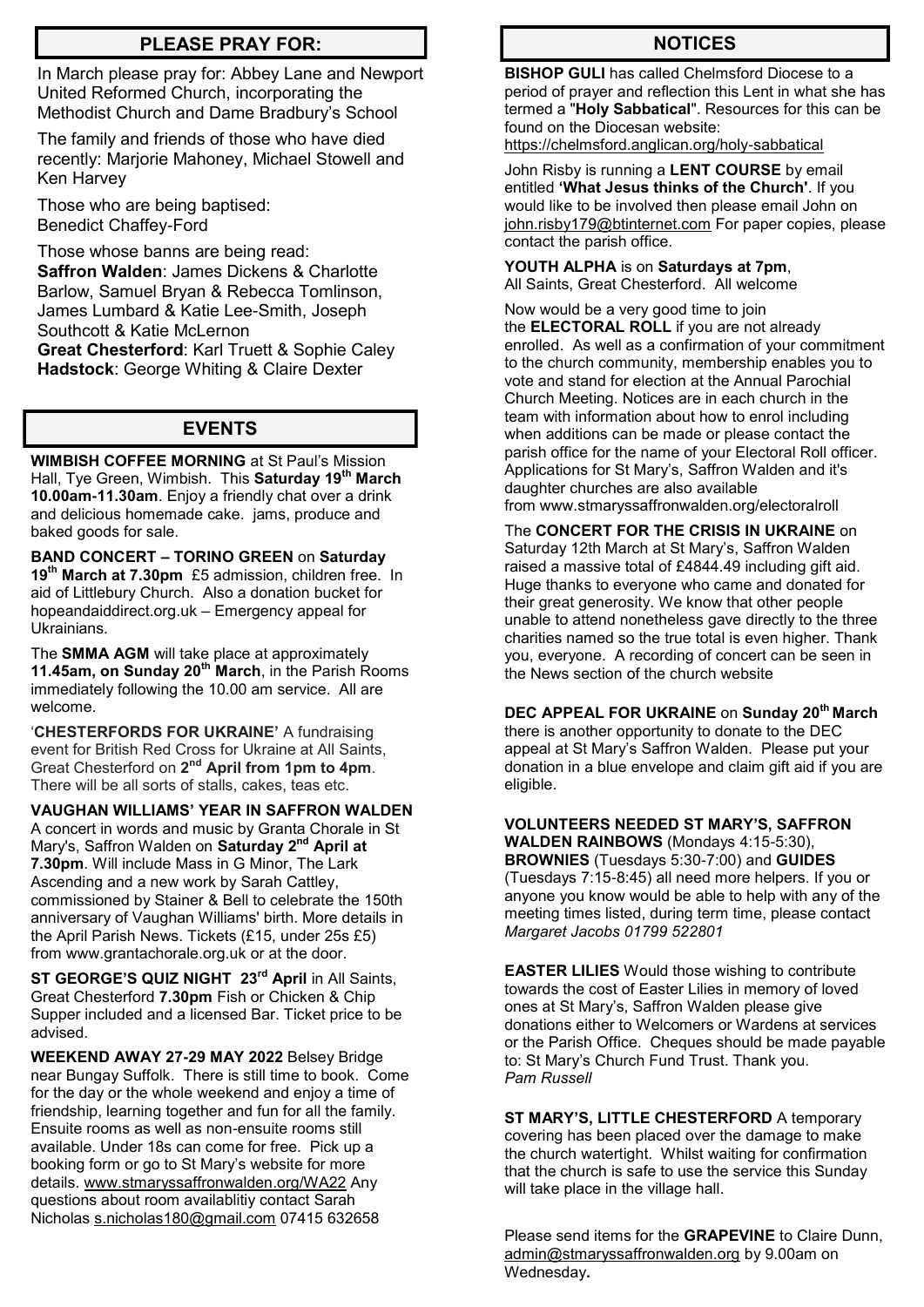## PLEASE PRAY FOR:

In March please pray for: Abbey Lane and Newport United Reformed Church, incorporating the Methodist Church and Dame Bradbury's School

The family and friends of those who have died recently: Marjorie Mahoney, Michael Stowell and Ken Harvey

Those who are being baptised:
Benedict Chaffey-Ford

Those whose banns are being read:
**Saffron Walden**: James Dickens & Charlotte Barlow, Samuel Bryan & Rebecca Tomlinson, James Lumbard & Katie Lee-Smith, Joseph Southcott & Katie McLernon
**Great Chesterford**: Karl Truett & Sophie Caley
**Hadstock**: George Whiting & Claire Dexter

## EVENTS

**WIMBISH COFFEE MORNING** at St Paul's Mission Hall, Tye Green, Wimbish. This **Saturday 19th March 10.00am-11.30am**. Enjoy a friendly chat over a drink and delicious homemade cake. jams, produce and baked goods for sale.

**BAND CONCERT – TORINO GREEN** on **Saturday 19th March at 7.30pm** £5 admission, children free. In aid of Littlebury Church. Also a donation bucket for hopeandaiddirect.org.uk – Emergency appeal for Ukrainians.

The **SMMA AGM** will take place at approximately **11.45am, on Sunday 20th March**, in the Parish Rooms immediately following the 10.00 am service. All are welcome.

'**CHESTERFORDS FOR UKRAINE'** A fundraising event for British Red Cross for Ukraine at All Saints, Great Chesterford on **2nd April from 1pm to 4pm**. There will be all sorts of stalls, cakes, teas etc.

**VAUGHAN WILLIAMS' YEAR IN SAFFRON WALDEN**
A concert in words and music by Granta Chorale in St Mary's, Saffron Walden on **Saturday 2nd April at 7.30pm**. Will include Mass in G Minor, The Lark Ascending and a new work by Sarah Cattley, commissioned by Stainer & Bell to celebrate the 150th anniversary of Vaughan Williams' birth. More details in the April Parish News. Tickets (£15, under 25s £5) from www.grantachorale.org.uk or at the door.

**ST GEORGE'S QUIZ NIGHT 23rd April** in All Saints, Great Chesterford **7.30pm** Fish or Chicken & Chip Supper included and a licensed Bar. Ticket price to be advised.

**WEEKEND AWAY 27-29 MAY 2022** Belsey Bridge near Bungay Suffolk. There is still time to book. Come for the day or the whole weekend and enjoy a time of friendship, learning together and fun for all the family. Ensuite rooms as well as non-ensuite rooms still available. Under 18s can come for free. Pick up a booking form or go to St Mary's website for more details. www.stmaryssaffronwalden.org/WA22 Any questions about room availablitiy contact Sarah Nicholas s.nicholas180@gmail.com 07415 632658

## NOTICES

**BISHOP GULI** has called Chelmsford Diocese to a period of prayer and reflection this Lent in what she has termed a "**Holy Sabbatical**". Resources for this can be found on the Diocesan website:
https://chelmsford.anglican.org/holy-sabbatical

John Risby is running a **LENT COURSE** by email entitled **'What Jesus thinks of the Church'**. If you would like to be involved then please email John on john.risby179@btinternet.com For paper copies, please contact the parish office.

**YOUTH ALPHA** is on **Saturdays at 7pm**,
All Saints, Great Chesterford. All welcome

Now would be a very good time to join the **ELECTORAL ROLL** if you are not already enrolled. As well as a confirmation of your commitment to the church community, membership enables you to vote and stand for election at the Annual Parochial Church Meeting. Notices are in each church in the team with information about how to enrol including when additions can be made or please contact the parish office for the name of your Electoral Roll officer. Applications for St Mary's, Saffron Walden and it's daughter churches are also available from www.stmaryssaffronwalden.org/electoralroll

The **CONCERT FOR THE CRISIS IN UKRAINE** on Saturday 12th March at St Mary's, Saffron Walden raised a massive total of £4844.49 including gift aid. Huge thanks to everyone who came and donated for their great generosity. We know that other people unable to attend nonetheless gave directly to the three charities named so the true total is even higher. Thank you, everyone. A recording of concert can be seen in the News section of the church website

**DEC APPEAL FOR UKRAINE** on **Sunday 20th March** there is another opportunity to donate to the DEC appeal at St Mary's Saffron Walden. Please put your donation in a blue envelope and claim gift aid if you are eligible.

**VOLUNTEERS NEEDED ST MARY'S, SAFFRON WALDEN RAINBOWS** (Mondays 4:15-5:30), **BROWNIES** (Tuesdays 5:30-7:00) and **GUIDES** (Tuesdays 7:15-8:45) all need more helpers. If you or anyone you know would be able to help with any of the meeting times listed, during term time, please contact *Margaret Jacobs 01799 522801*

**EASTER LILIES** Would those wishing to contribute towards the cost of Easter Lilies in memory of loved ones at St Mary's, Saffron Walden please give donations either to Welcomers or Wardens at services or the Parish Office. Cheques should be made payable to: St Mary's Church Fund Trust. Thank you.
*Pam Russell*

**ST MARY'S, LITTLE CHESTERFORD** A temporary covering has been placed over the damage to make the church watertight. Whilst waiting for confirmation that the church is safe to use the service this Sunday will take place in the village hall.

Please send items for the **GRAPEVINE** to Claire Dunn, admin@stmaryssaffronwalden.org by 9.00am on Wednesday**.**